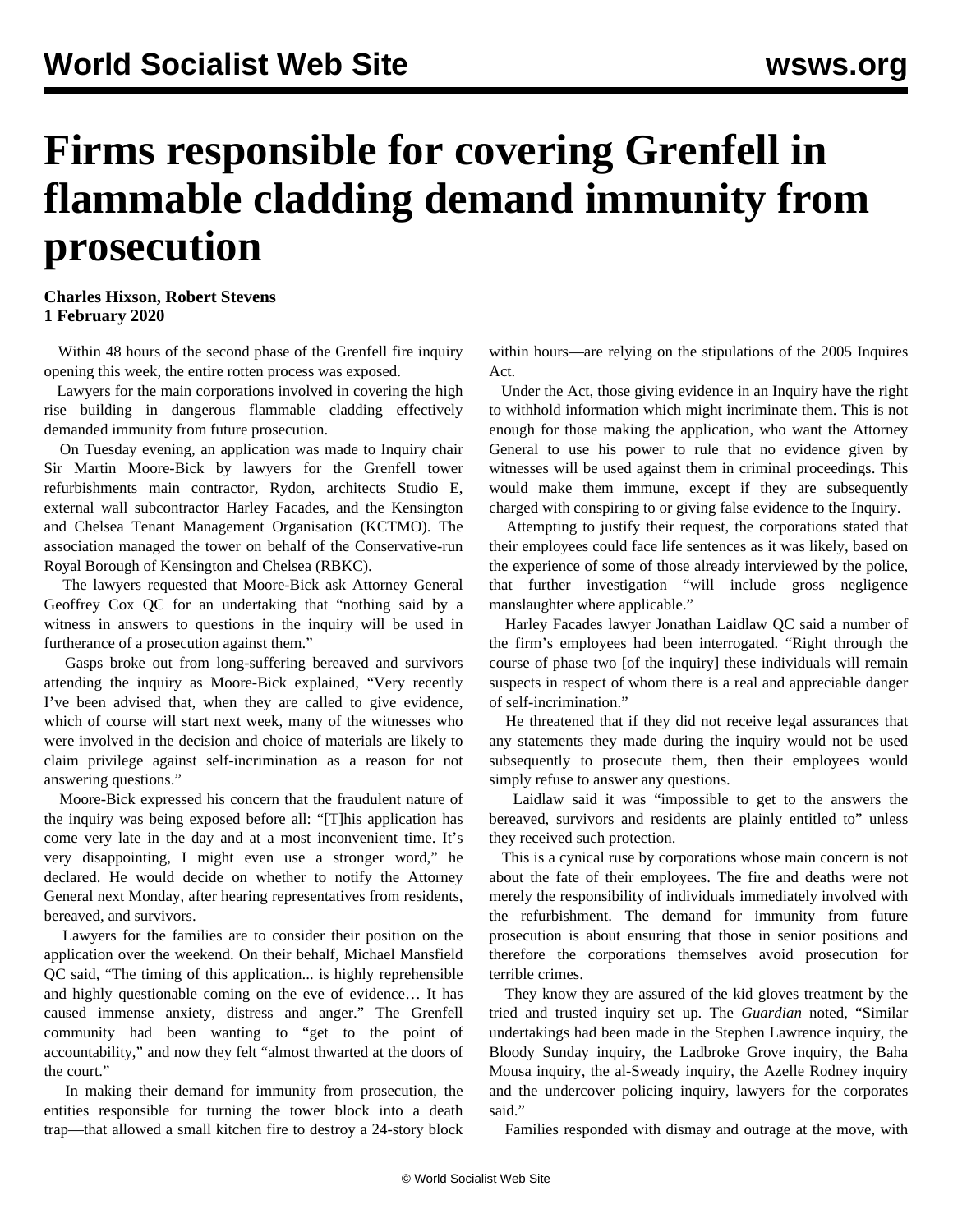# Firms responsible for covering Grenfell in flammable cladding demand immunity from prosecution

**Charles Hixson, Robert Stevens**
**1 February 2020**

Within 48 hours of the second phase of the Grenfell fire inquiry opening this week, the entire rotten process was exposed.

Lawyers for the main corporations involved in covering the high rise building in dangerous flammable cladding effectively demanded immunity from future prosecution.

On Tuesday evening, an application was made to Inquiry chair Sir Martin Moore-Bick by lawyers for the Grenfell tower refurbishments main contractor, Rydon, architects Studio E, external wall subcontractor Harley Facades, and the Kensington and Chelsea Tenant Management Organisation (KCTMO). The association managed the tower on behalf of the Conservative-run Royal Borough of Kensington and Chelsea (RBKC).

The lawyers requested that Moore-Bick ask Attorney General Geoffrey Cox QC for an undertaking that "nothing said by a witness in answers to questions in the inquiry will be used in furtherance of a prosecution against them."

Gasps broke out from long-suffering bereaved and survivors attending the inquiry as Moore-Bick explained, "Very recently I've been advised that, when they are called to give evidence, which of course will start next week, many of the witnesses who were involved in the decision and choice of materials are likely to claim privilege against self-incrimination as a reason for not answering questions."

Moore-Bick expressed his concern that the fraudulent nature of the inquiry was being exposed before all: "[T]his application has come very late in the day and at a most inconvenient time. It's very disappointing, I might even use a stronger word," he declared. He would decide on whether to notify the Attorney General next Monday, after hearing representatives from residents, bereaved, and survivors.

Lawyers for the families are to consider their position on the application over the weekend. On their behalf, Michael Mansfield QC said, "The timing of this application... is highly reprehensible and highly questionable coming on the eve of evidence… It has caused immense anxiety, distress and anger." The Grenfell community had been wanting to "get to the point of accountability," and now they felt "almost thwarted at the doors of the court."

In making their demand for immunity from prosecution, the entities responsible for turning the tower block into a death trap—that allowed a small kitchen fire to destroy a 24-story block within hours—are relying on the stipulations of the 2005 Inquires Act.

Under the Act, those giving evidence in an Inquiry have the right to withhold information which might incriminate them. This is not enough for those making the application, who want the Attorney General to use his power to rule that no evidence given by witnesses will be used against them in criminal proceedings. This would make them immune, except if they are subsequently charged with conspiring to or giving false evidence to the Inquiry.

Attempting to justify their request, the corporations stated that their employees could face life sentences as it was likely, based on the experience of some of those already interviewed by the police, that further investigation "will include gross negligence manslaughter where applicable."

Harley Facades lawyer Jonathan Laidlaw QC said a number of the firm's employees had been interrogated. "Right through the course of phase two [of the inquiry] these individuals will remain suspects in respect of whom there is a real and appreciable danger of self-incrimination."

He threatened that if they did not receive legal assurances that any statements they made during the inquiry would not be used subsequently to prosecute them, then their employees would simply refuse to answer any questions.

Laidlaw said it was "impossible to get to the answers the bereaved, survivors and residents are plainly entitled to" unless they received such protection.

This is a cynical ruse by corporations whose main concern is not about the fate of their employees. The fire and deaths were not merely the responsibility of individuals immediately involved with the refurbishment. The demand for immunity from future prosecution is about ensuring that those in senior positions and therefore the corporations themselves avoid prosecution for terrible crimes.

They know they are assured of the kid gloves treatment by the tried and trusted inquiry set up. The *Guardian* noted, "Similar undertakings had been made in the Stephen Lawrence inquiry, the Bloody Sunday inquiry, the Ladbroke Grove inquiry, the Baha Mousa inquiry, the al-Sweady inquiry, the Azelle Rodney inquiry and the undercover policing inquiry, lawyers for the corporates said."

Families responded with dismay and outrage at the move, with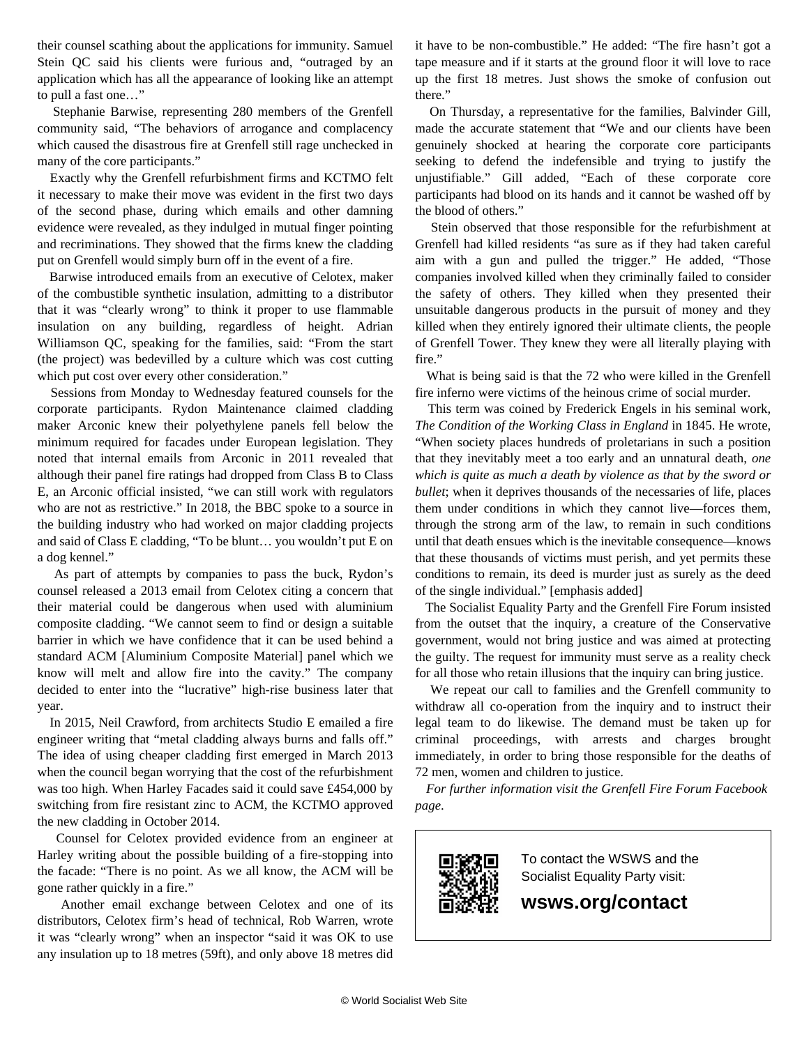their counsel scathing about the applications for immunity. Samuel Stein QC said his clients were furious and, "outraged by an application which has all the appearance of looking like an attempt to pull a fast one…"

Stephanie Barwise, representing 280 members of the Grenfell community said, "The behaviors of arrogance and complacency which caused the disastrous fire at Grenfell still rage unchecked in many of the core participants."

Exactly why the Grenfell refurbishment firms and KCTMO felt it necessary to make their move was evident in the first two days of the second phase, during which emails and other damning evidence were revealed, as they indulged in mutual finger pointing and recriminations. They showed that the firms knew the cladding put on Grenfell would simply burn off in the event of a fire.

Barwise introduced emails from an executive of Celotex, maker of the combustible synthetic insulation, admitting to a distributor that it was "clearly wrong" to think it proper to use flammable insulation on any building, regardless of height. Adrian Williamson QC, speaking for the families, said: "From the start (the project) was bedevilled by a culture which was cost cutting which put cost over every other consideration."

Sessions from Monday to Wednesday featured counsels for the corporate participants. Rydon Maintenance claimed cladding maker Arconic knew their polyethylene panels fell below the minimum required for facades under European legislation. They noted that internal emails from Arconic in 2011 revealed that although their panel fire ratings had dropped from Class B to Class E, an Arconic official insisted, "we can still work with regulators who are not as restrictive." In 2018, the BBC spoke to a source in the building industry who had worked on major cladding projects and said of Class E cladding, "To be blunt… you wouldn't put E on a dog kennel."

As part of attempts by companies to pass the buck, Rydon's counsel released a 2013 email from Celotex citing a concern that their material could be dangerous when used with aluminium composite cladding. "We cannot seem to find or design a suitable barrier in which we have confidence that it can be used behind a standard ACM [Aluminium Composite Material] panel which we know will melt and allow fire into the cavity." The company decided to enter into the "lucrative" high-rise business later that year.

In 2015, Neil Crawford, from architects Studio E emailed a fire engineer writing that "metal cladding always burns and falls off." The idea of using cheaper cladding first emerged in March 2013 when the council began worrying that the cost of the refurbishment was too high. When Harley Facades said it could save £454,000 by switching from fire resistant zinc to ACM, the KCTMO approved the new cladding in October 2014.

Counsel for Celotex provided evidence from an engineer at Harley writing about the possible building of a fire-stopping into the facade: "There is no point. As we all know, the ACM will be gone rather quickly in a fire."

Another email exchange between Celotex and one of its distributors, Celotex firm's head of technical, Rob Warren, wrote it was "clearly wrong" when an inspector "said it was OK to use any insulation up to 18 metres (59ft), and only above 18 metres did it have to be non-combustible." He added: "The fire hasn't got a tape measure and if it starts at the ground floor it will love to race up the first 18 metres. Just shows the smoke of confusion out there."

On Thursday, a representative for the families, Balvinder Gill, made the accurate statement that "We and our clients have been genuinely shocked at hearing the corporate core participants seeking to defend the indefensible and trying to justify the unjustifiable." Gill added, "Each of these corporate core participants had blood on its hands and it cannot be washed off by the blood of others."

Stein observed that those responsible for the refurbishment at Grenfell had killed residents "as sure as if they had taken careful aim with a gun and pulled the trigger." He added, "Those companies involved killed when they criminally failed to consider the safety of others. They killed when they presented their unsuitable dangerous products in the pursuit of money and they killed when they entirely ignored their ultimate clients, the people of Grenfell Tower. They knew they were all literally playing with fire."

What is being said is that the 72 who were killed in the Grenfell fire inferno were victims of the heinous crime of social murder.

This term was coined by Frederick Engels in his seminal work, *The Condition of the Working Class in England* in 1845. He wrote, "When society places hundreds of proletarians in such a position that they inevitably meet a too early and an unnatural death, *one which is quite as much a death by violence as that by the sword or bullet*; when it deprives thousands of the necessaries of life, places them under conditions in which they cannot live—forces them, through the strong arm of the law, to remain in such conditions until that death ensues which is the inevitable consequence—knows that these thousands of victims must perish, and yet permits these conditions to remain, its deed is murder just as surely as the deed of the single individual." [emphasis added]

The Socialist Equality Party and the Grenfell Fire Forum insisted from the outset that the inquiry, a creature of the Conservative government, would not bring justice and was aimed at protecting the guilty. The request for immunity must serve as a reality check for all those who retain illusions that the inquiry can bring justice.

We repeat our call to families and the Grenfell community to withdraw all co-operation from the inquiry and to instruct their legal team to do likewise. The demand must be taken up for criminal proceedings, with arrests and charges brought immediately, in order to bring those responsible for the deaths of 72 men, women and children to justice.

*For further information visit the Grenfell Fire Forum Facebook page.*

To contact the WSWS and the Socialist Equality Party visit:

**wsws.org/contact**